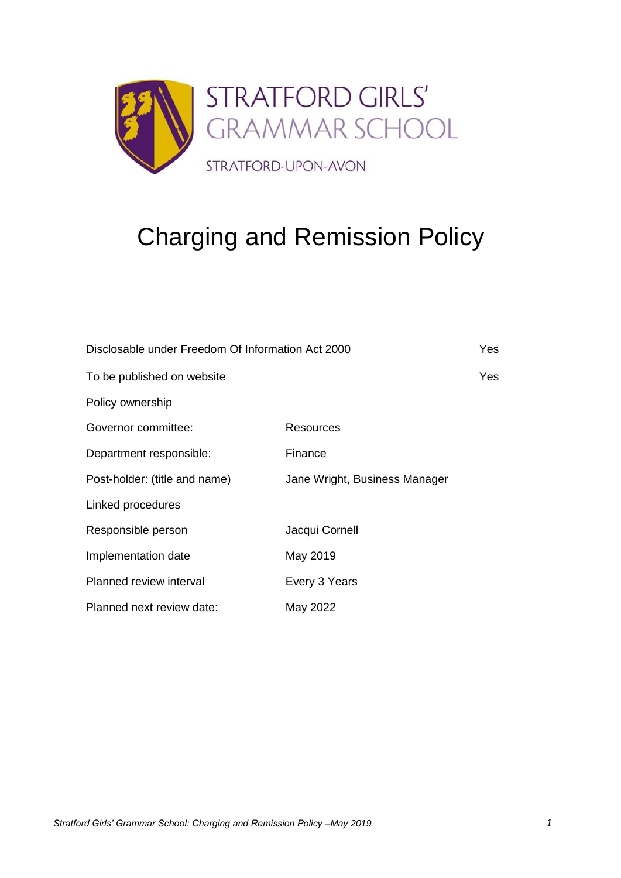STRATFORD GIRLS' GRAMMAR SCHOOL

STRATFORD-UPON-AVON

# Charging and Remission Policy

| | | |
|---|---|---|
| Disclosable under Freedom Of Information Act 2000 | | Yes |
| To be published on website | | Yes |
| Policy ownership | | |
| Governor committee: | Resources | |
| Department responsible: | Finance | |
| Post-holder: (title and name) | Jane Wright, Business Manager | |
| Linked procedures | | |
| Responsible person | Jacqui Cornell | |
| Implementation date | May 2019 | |
| Planned review interval | Every 3 Years | |
| Planned next review date: | May 2022 | |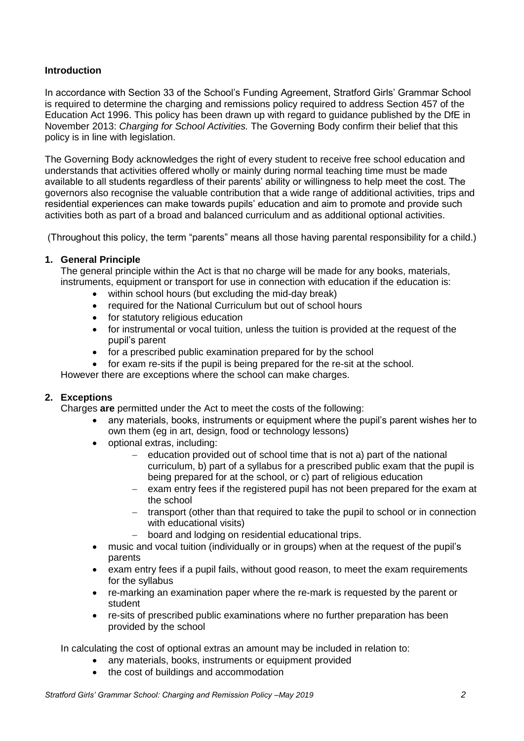**Introduction**

In accordance with Section 33 of the School's Funding Agreement, Stratford Girls' Grammar School is required to determine the charging and remissions policy required to address Section 457 of the Education Act 1996. This policy has been drawn up with regard to guidance published by the DfE in November 2013: *Charging for School Activities.* The Governing Body confirm their belief that this policy is in line with legislation.

The Governing Body acknowledges the right of every student to receive free school education and understands that activities offered wholly or mainly during normal teaching time must be made available to all students regardless of their parents' ability or willingness to help meet the cost. The governors also recognise the valuable contribution that a wide range of additional activities, trips and residential experiences can make towards pupils' education and aim to promote and provide such activities both as part of a broad and balanced curriculum and as additional optional activities.

(Throughout this policy, the term "parents" means all those having parental responsibility for a child.)

**1. General Principle**

The general principle within the Act is that no charge will be made for any books, materials, instruments, equipment or transport for use in connection with education if the education is:

- within school hours (but excluding the mid-day break)
- required for the National Curriculum but out of school hours
- for statutory religious education
- for instrumental or vocal tuition, unless the tuition is provided at the request of the pupil's parent
- for a prescribed public examination prepared for by the school
- for exam re-sits if the pupil is being prepared for the re-sit at the school.

However there are exceptions where the school can make charges.

**2. Exceptions**

Charges **are** permitted under the Act to meet the costs of the following:

- any materials, books, instruments or equipment where the pupil's parent wishes her to own them (eg in art, design, food or technology lessons)
- optional extras, including:
  - education provided out of school time that is not a) part of the national curriculum, b) part of a syllabus for a prescribed public exam that the pupil is being prepared for at the school, or c) part of religious education
  - exam entry fees if the registered pupil has not been prepared for the exam at the school
  - transport (other than that required to take the pupil to school or in connection with educational visits)
  - board and lodging on residential educational trips.
- music and vocal tuition (individually or in groups) when at the request of the pupil's parents
- exam entry fees if a pupil fails, without good reason, to meet the exam requirements for the syllabus
- re-marking an examination paper where the re-mark is requested by the parent or student
- re-sits of prescribed public examinations where no further preparation has been provided by the school

In calculating the cost of optional extras an amount may be included in relation to:

- any materials, books, instruments or equipment provided
- the cost of buildings and accommodation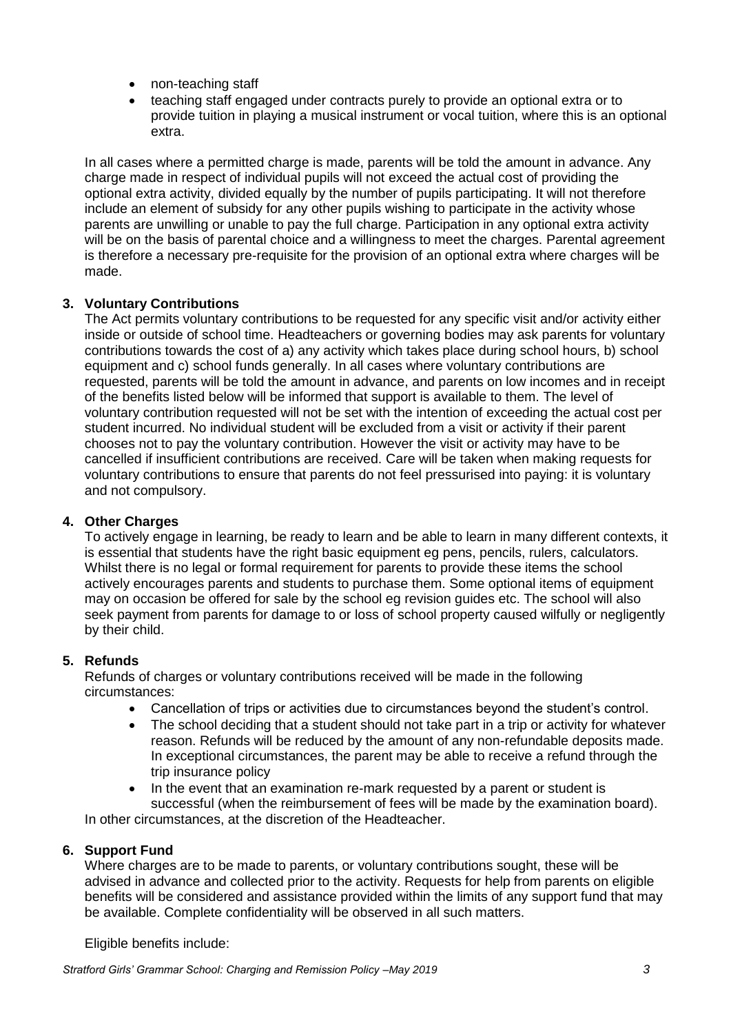- non-teaching staff
- teaching staff engaged under contracts purely to provide an optional extra or to provide tuition in playing a musical instrument or vocal tuition, where this is an optional extra.

In all cases where a permitted charge is made, parents will be told the amount in advance. Any charge made in respect of individual pupils will not exceed the actual cost of providing the optional extra activity, divided equally by the number of pupils participating. It will not therefore include an element of subsidy for any other pupils wishing to participate in the activity whose parents are unwilling or unable to pay the full charge. Participation in any optional extra activity will be on the basis of parental choice and a willingness to meet the charges. Parental agreement is therefore a necessary pre-requisite for the provision of an optional extra where charges will be made.

## 3. Voluntary Contributions

The Act permits voluntary contributions to be requested for any specific visit and/or activity either inside or outside of school time. Headteachers or governing bodies may ask parents for voluntary contributions towards the cost of a) any activity which takes place during school hours, b) school equipment and c) school funds generally. In all cases where voluntary contributions are requested, parents will be told the amount in advance, and parents on low incomes and in receipt of the benefits listed below will be informed that support is available to them. The level of voluntary contribution requested will not be set with the intention of exceeding the actual cost per student incurred. No individual student will be excluded from a visit or activity if their parent chooses not to pay the voluntary contribution. However the visit or activity may have to be cancelled if insufficient contributions are received. Care will be taken when making requests for voluntary contributions to ensure that parents do not feel pressurised into paying: it is voluntary and not compulsory.

## 4. Other Charges

To actively engage in learning, be ready to learn and be able to learn in many different contexts, it is essential that students have the right basic equipment eg pens, pencils, rulers, calculators. Whilst there is no legal or formal requirement for parents to provide these items the school actively encourages parents and students to purchase them. Some optional items of equipment may on occasion be offered for sale by the school eg revision guides etc. The school will also seek payment from parents for damage to or loss of school property caused wilfully or negligently by their child.

## 5. Refunds

Refunds of charges or voluntary contributions received will be made in the following circumstances:

- Cancellation of trips or activities due to circumstances beyond the student's control.
- The school deciding that a student should not take part in a trip or activity for whatever reason. Refunds will be reduced by the amount of any non-refundable deposits made. In exceptional circumstances, the parent may be able to receive a refund through the trip insurance policy
- In the event that an examination re-mark requested by a parent or student is successful (when the reimbursement of fees will be made by the examination board).

In other circumstances, at the discretion of the Headteacher.

## 6. Support Fund

Where charges are to be made to parents, or voluntary contributions sought, these will be advised in advance and collected prior to the activity. Requests for help from parents on eligible benefits will be considered and assistance provided within the limits of any support fund that may be available. Complete confidentiality will be observed in all such matters.

Eligible benefits include: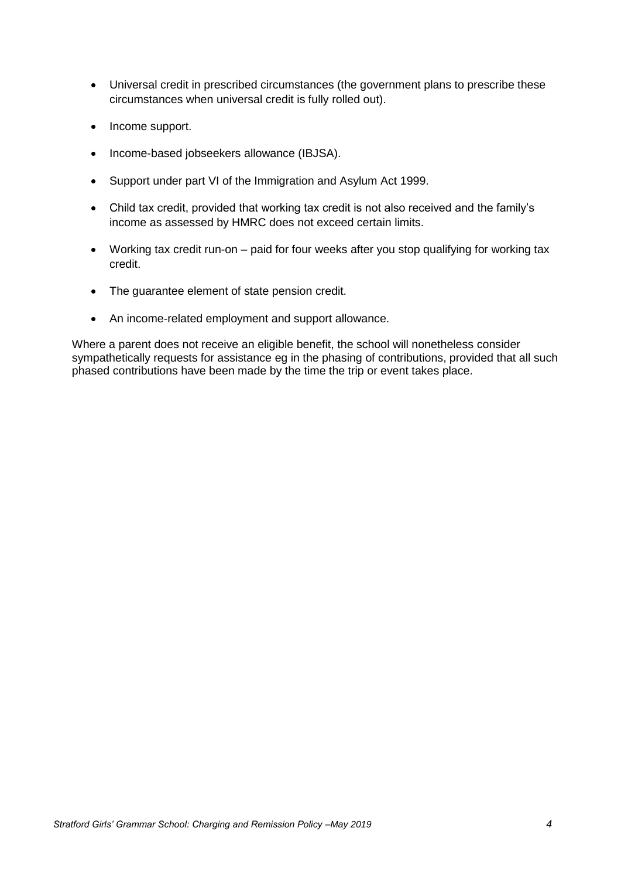- Universal credit in prescribed circumstances (the government plans to prescribe these circumstances when universal credit is fully rolled out).
- Income support.
- Income-based jobseekers allowance (IBJSA).
- Support under part VI of the Immigration and Asylum Act 1999.
- Child tax credit, provided that working tax credit is not also received and the family's income as assessed by HMRC does not exceed certain limits.
- Working tax credit run-on – paid for four weeks after you stop qualifying for working tax credit.
- The guarantee element of state pension credit.
- An income-related employment and support allowance.

Where a parent does not receive an eligible benefit, the school will nonetheless consider sympathetically requests for assistance eg in the phasing of contributions, provided that all such phased contributions have been made by the time the trip or event takes place.